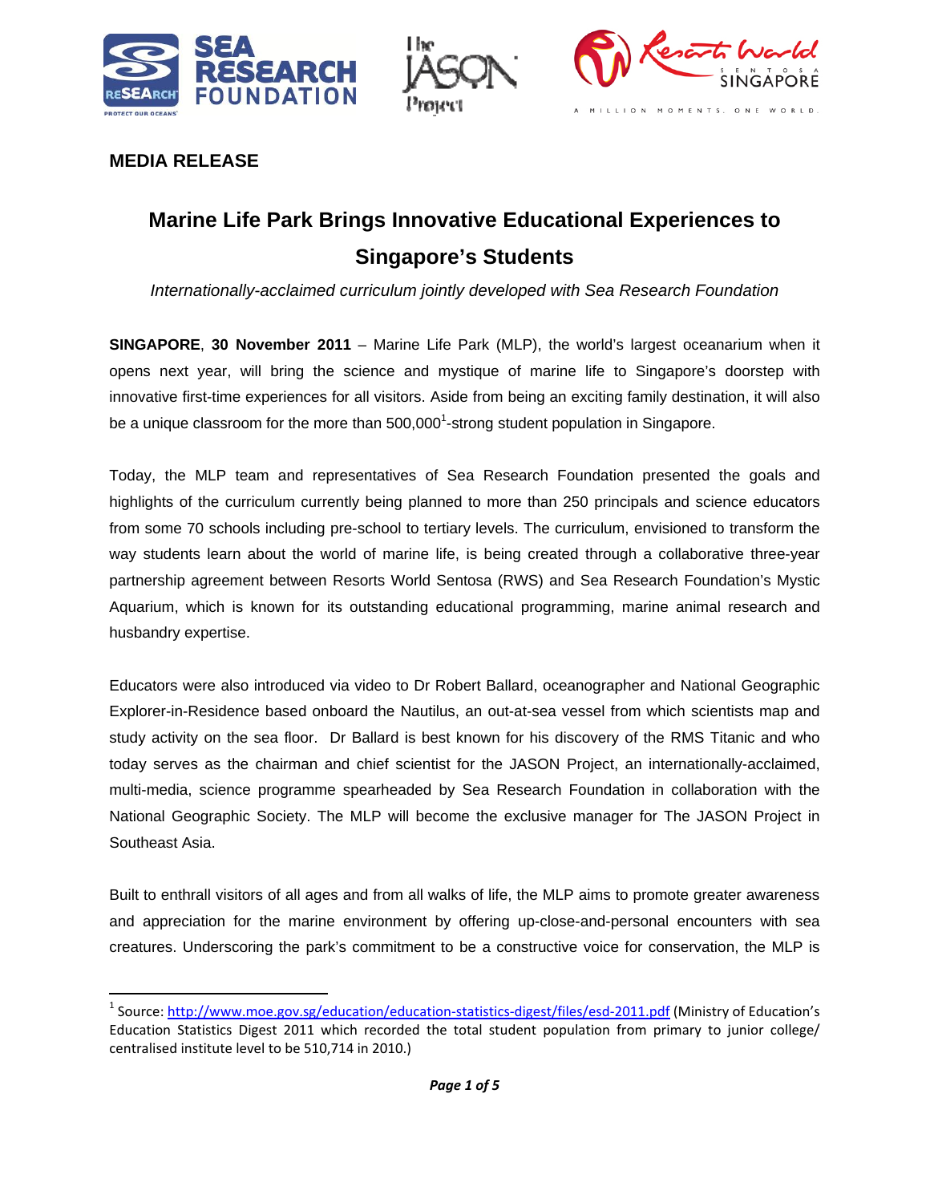**MEDIA RELEASE**

# Marine Life Park Brings Innovative Educational Experiences to Singapore's Students

*Internationally-acclaimed curriculum jointly developed with Sea Research Foundation*

**SINGAPORE**, **30 November 2011** – Marine Life Park (MLP), the world's largest oceanarium when it opens next year, will bring the science and mystique of marine life to Singapore's doorstep with innovative first-time experiences for all visitors. Aside from being an exciting family destination, it will also be a unique classroom for the more than 500,000[1]-strong student population in Singapore.

Today, the MLP team and representatives of Sea Research Foundation presented the goals and highlights of the curriculum currently being planned to more than 250 principals and science educators from some 70 schools including pre-school to tertiary levels. The curriculum, envisioned to transform the way students learn about the world of marine life, is being created through a collaborative three-year partnership agreement between Resorts World Sentosa (RWS) and Sea Research Foundation's Mystic Aquarium, which is known for its outstanding educational programming, marine animal research and husbandry expertise.

Educators were also introduced via video to Dr Robert Ballard, oceanographer and National Geographic Explorer-in-Residence based onboard the Nautilus, an out-at-sea vessel from which scientists map and study activity on the sea floor. Dr Ballard is best known for his discovery of the RMS Titanic and who today serves as the chairman and chief scientist for the JASON Project, an internationally-acclaimed, multi-media, science programme spearheaded by Sea Research Foundation in collaboration with the National Geographic Society. The MLP will become the exclusive manager for The JASON Project in Southeast Asia.

Built to enthrall visitors of all ages and from all walks of life, the MLP aims to promote greater awareness and appreciation for the marine environment by offering up-close-and-personal encounters with sea creatures. Underscoring the park's commitment to be a constructive voice for conservation, the MLP is

[1] Source: http://www.moe.gov.sg/education/education-statistics-digest/files/esd-2011.pdf (Ministry of Education's Education Statistics Digest 2011 which recorded the total student population from primary to junior college/ centralised institute level to be 510,714 in 2010.)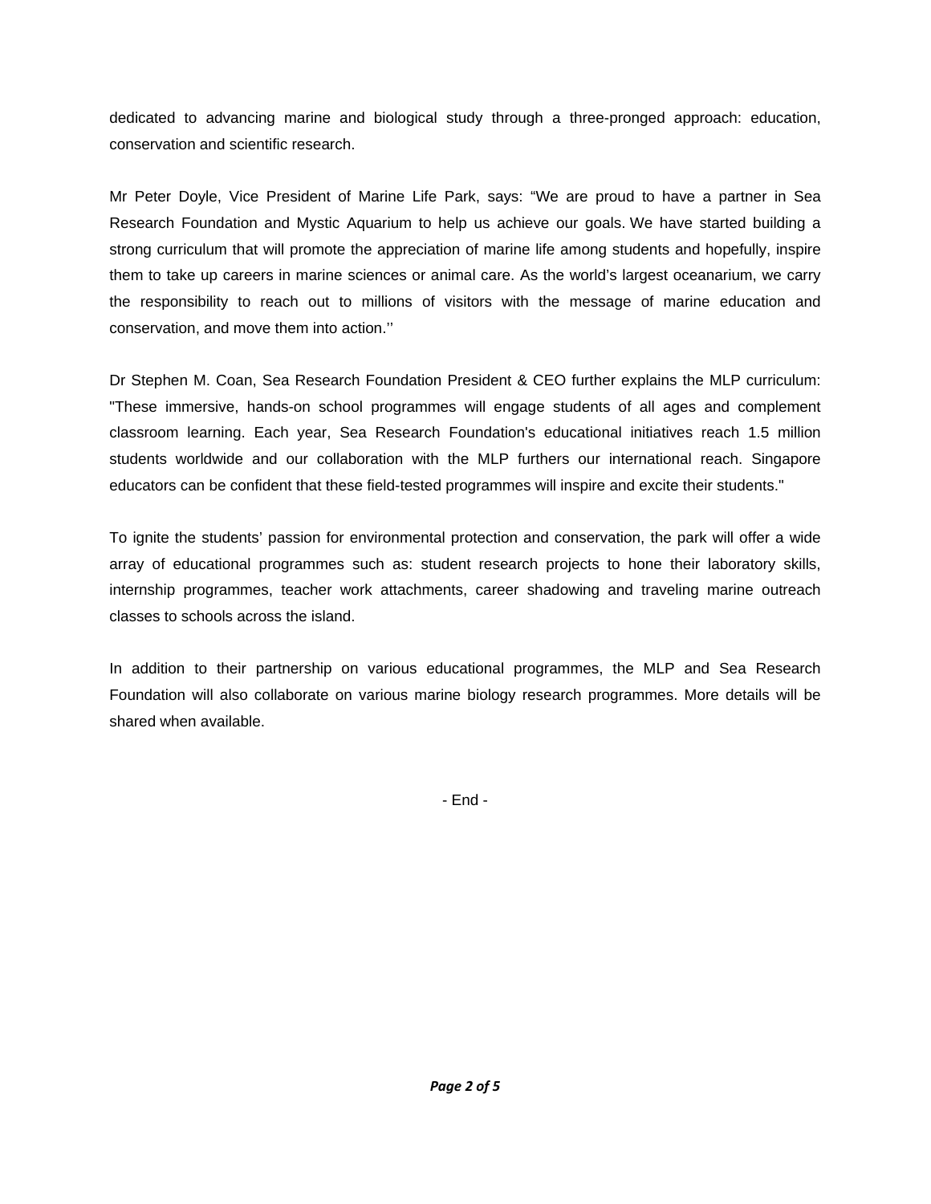dedicated to advancing marine and biological study through a three-pronged approach: education, conservation and scientific research.

Mr Peter Doyle, Vice President of Marine Life Park, says: “We are proud to have a partner in Sea Research Foundation and Mystic Aquarium to help us achieve our goals. We have started building a strong curriculum that will promote the appreciation of marine life among students and hopefully, inspire them to take up careers in marine sciences or animal care. As the world’s largest oceanarium, we carry the responsibility to reach out to millions of visitors with the message of marine education and conservation, and move them into action.’’

Dr Stephen M. Coan, Sea Research Foundation President & CEO further explains the MLP curriculum: "These immersive, hands-on school programmes will engage students of all ages and complement classroom learning. Each year, Sea Research Foundation's educational initiatives reach 1.5 million students worldwide and our collaboration with the MLP furthers our international reach. Singapore educators can be confident that these field-tested programmes will inspire and excite their students."

To ignite the students’ passion for environmental protection and conservation, the park will offer a wide array of educational programmes such as: student research projects to hone their laboratory skills, internship programmes, teacher work attachments, career shadowing and traveling marine outreach classes to schools across the island.

In addition to their partnership on various educational programmes, the MLP and Sea Research Foundation will also collaborate on various marine biology research programmes. More details will be shared when available.

- End -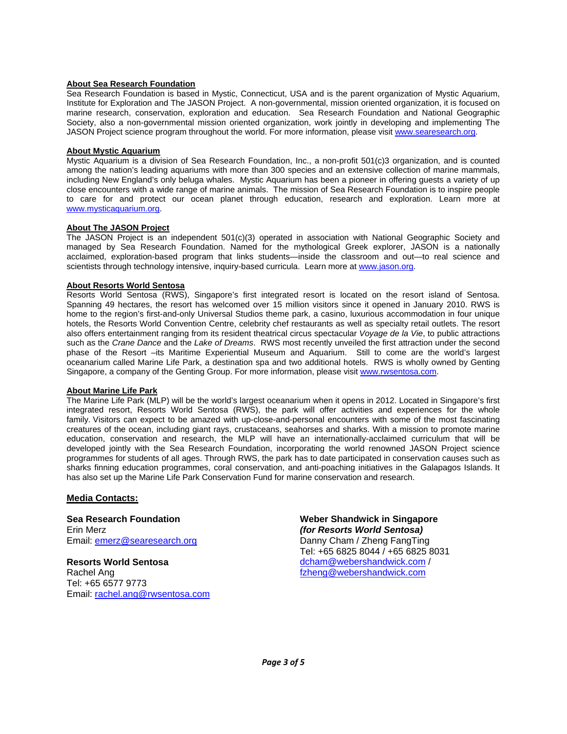### About Sea Research Foundation

Sea Research Foundation is based in Mystic, Connecticut, USA and is the parent organization of Mystic Aquarium, Institute for Exploration and The JASON Project. A non-governmental, mission oriented organization, it is focused on marine research, conservation, exploration and education. Sea Research Foundation and National Geographic Society, also a non-governmental mission oriented organization, work jointly in developing and implementing The JASON Project science program throughout the world. For more information, please visit www.searesearch.org.

### About Mystic Aquarium

Mystic Aquarium is a division of Sea Research Foundation, Inc., a non-profit 501(c)3 organization, and is counted among the nation's leading aquariums with more than 300 species and an extensive collection of marine mammals, including New England's only beluga whales. Mystic Aquarium has been a pioneer in offering guests a variety of up close encounters with a wide range of marine animals. The mission of Sea Research Foundation is to inspire people to care for and protect our ocean planet through education, research and exploration. Learn more at www.mysticaquarium.org.

### About The JASON Project

The JASON Project is an independent 501(c)(3) operated in association with National Geographic Society and managed by Sea Research Foundation. Named for the mythological Greek explorer, JASON is a nationally acclaimed, exploration-based program that links students—inside the classroom and out—to real science and scientists through technology intensive, inquiry-based curricula. Learn more at www.jason.org.

### About Resorts World Sentosa

Resorts World Sentosa (RWS), Singapore's first integrated resort is located on the resort island of Sentosa. Spanning 49 hectares, the resort has welcomed over 15 million visitors since it opened in January 2010. RWS is home to the region's first-and-only Universal Studios theme park, a casino, luxurious accommodation in four unique hotels, the Resorts World Convention Centre, celebrity chef restaurants as well as specialty retail outlets. The resort also offers entertainment ranging from its resident theatrical circus spectacular *Voyage de la Vie*, to public attractions such as the *Crane Dance* and the *Lake of Dreams*. RWS most recently unveiled the first attraction under the second phase of the Resort –its Maritime Experiential Museum and Aquarium. Still to come are the world's largest oceanarium called Marine Life Park, a destination spa and two additional hotels. RWS is wholly owned by Genting Singapore, a company of the Genting Group. For more information, please visit www.rwsentosa.com.

### About Marine Life Park

The Marine Life Park (MLP) will be the world's largest oceanarium when it opens in 2012. Located in Singapore's first integrated resort, Resorts World Sentosa (RWS), the park will offer activities and experiences for the whole family. Visitors can expect to be amazed with up-close-and-personal encounters with some of the most fascinating creatures of the ocean, including giant rays, crustaceans, seahorses and sharks. With a mission to promote marine education, conservation and research, the MLP will have an internationally-acclaimed curriculum that will be developed jointly with the Sea Research Foundation, incorporating the world renowned JASON Project science programmes for students of all ages. Through RWS, the park has to date participated in conservation causes such as sharks finning education programmes, coral conservation, and anti-poaching initiatives in the Galapagos Islands. It has also set up the Marine Life Park Conservation Fund for marine conservation and research.

### Media Contacts:

**Sea Research Foundation**
Erin Merz
Email: emerz@searesearch.org

**Resorts World Sentosa**
Rachel Ang
Tel: +65 6577 9773
Email: rachel.ang@rwsentosa.com

**Weber Shandwick in Singapore**
***(for Resorts World Sentosa)***
Danny Cham / Zheng FangTing
Tel: +65 6825 8044 / +65 6825 8031
dcham@webershandwick.com / fzheng@webershandwick.com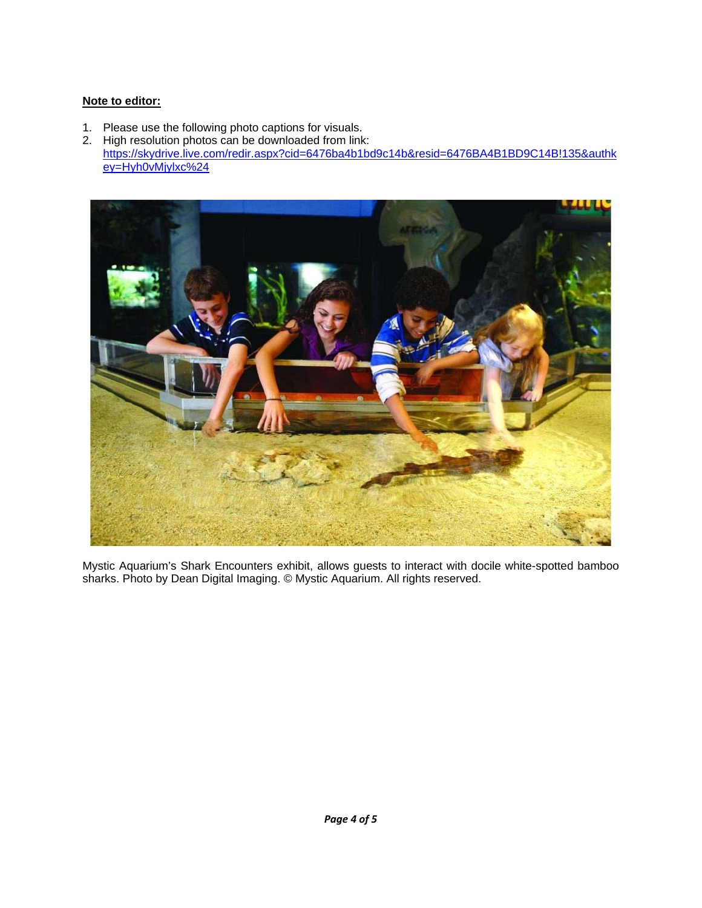**Note to editor:**

1. Please use the following photo captions for visuals.
2. High resolution photos can be downloaded from link: https://skydrive.live.com/redir.aspx?cid=6476ba4b1bd9c14b&resid=6476BA4B1BD9C14B!135&authkey=Hyh0vMjylxc%24

Mystic Aquarium's Shark Encounters exhibit, allows guests to interact with docile white-spotted bamboo sharks. Photo by Dean Digital Imaging. © Mystic Aquarium. All rights reserved.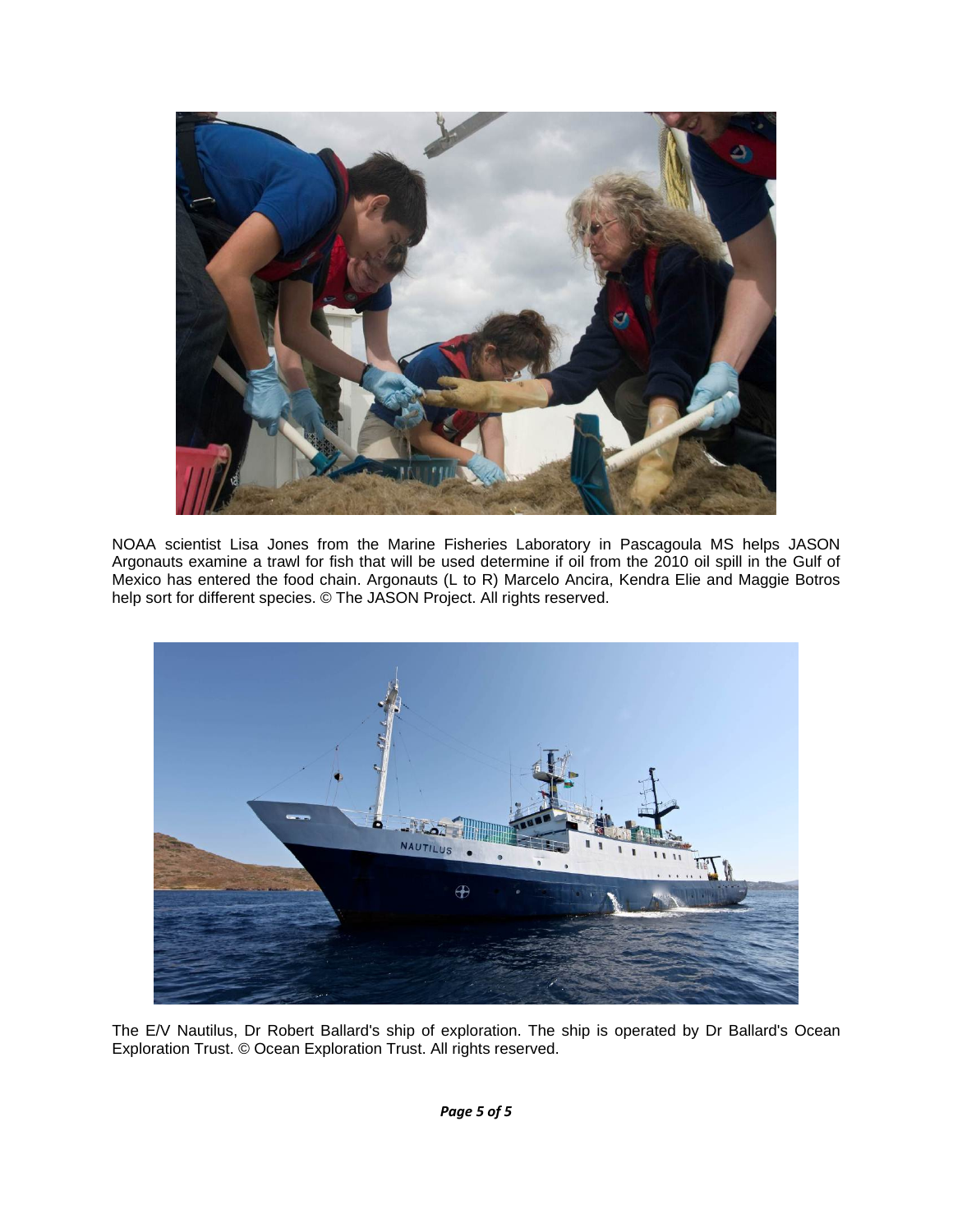NOAA scientist Lisa Jones from the Marine Fisheries Laboratory in Pascagoula MS helps JASON Argonauts examine a trawl for fish that will be used determine if oil from the 2010 oil spill in the Gulf of Mexico has entered the food chain. Argonauts (L to R) Marcelo Ancira, Kendra Elie and Maggie Botros help sort for different species. © The JASON Project. All rights reserved.

The E/V Nautilus, Dr Robert Ballard's ship of exploration. The ship is operated by Dr Ballard's Ocean Exploration Trust. © Ocean Exploration Trust. All rights reserved.